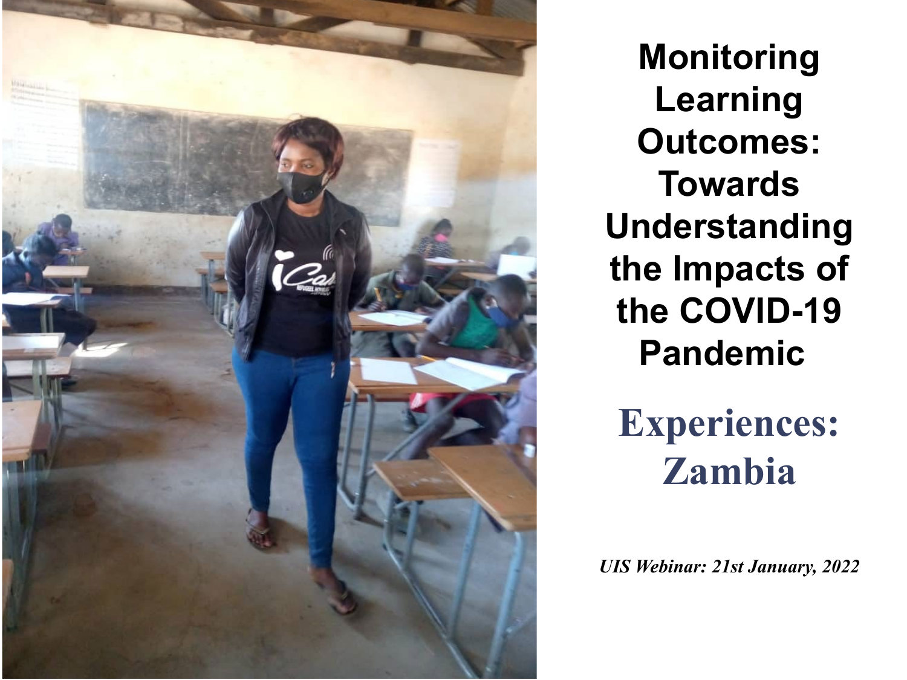# Monitoring Learning Outcomes: Towards Understanding the Impacts of the COVID-19 Pandemic

## Experiences: Zambia

*UIS Webinar: 21st January, 2022*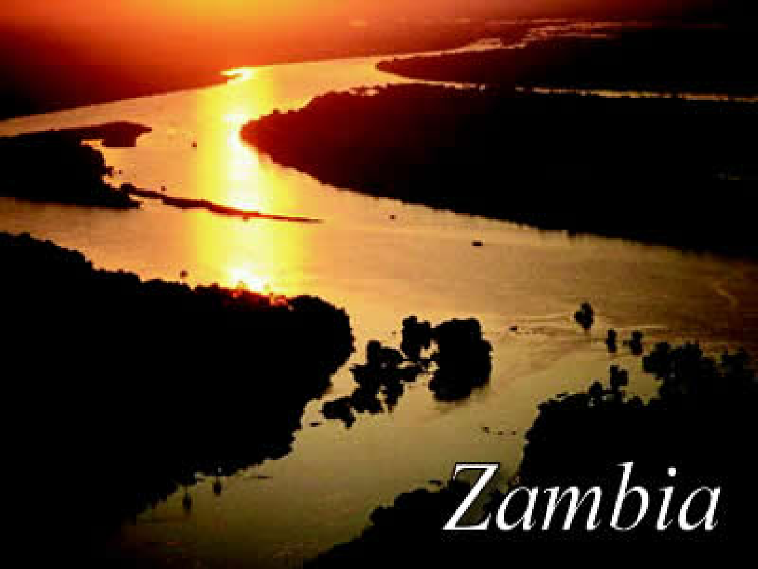Zambia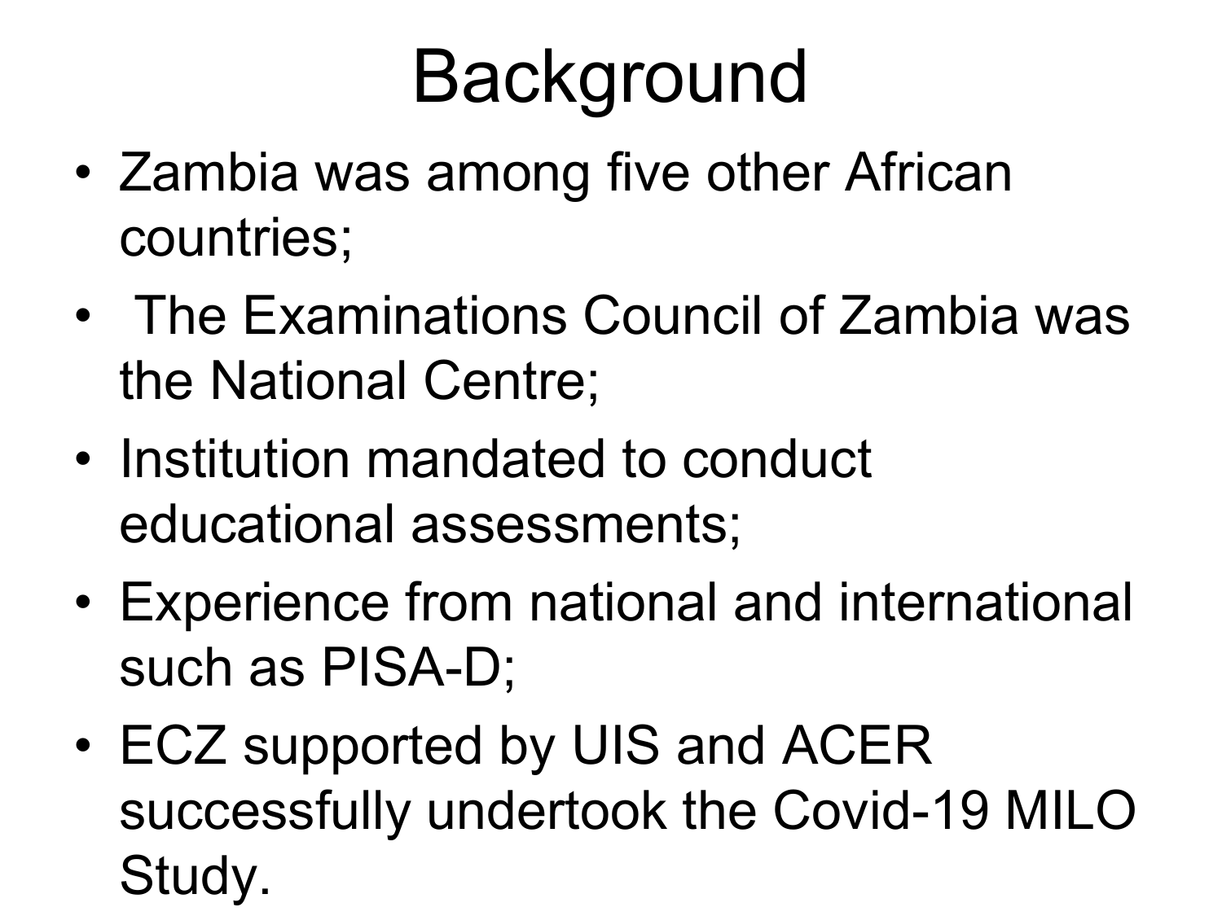# Background

- Zambia was among five other African countries;
- The Examinations Council of Zambia was the National Centre;
- Institution mandated to conduct educational assessments;
- Experience from national and international such as PISA-D;
- ECZ supported by UIS and ACER successfully undertook the Covid-19 MILO Study.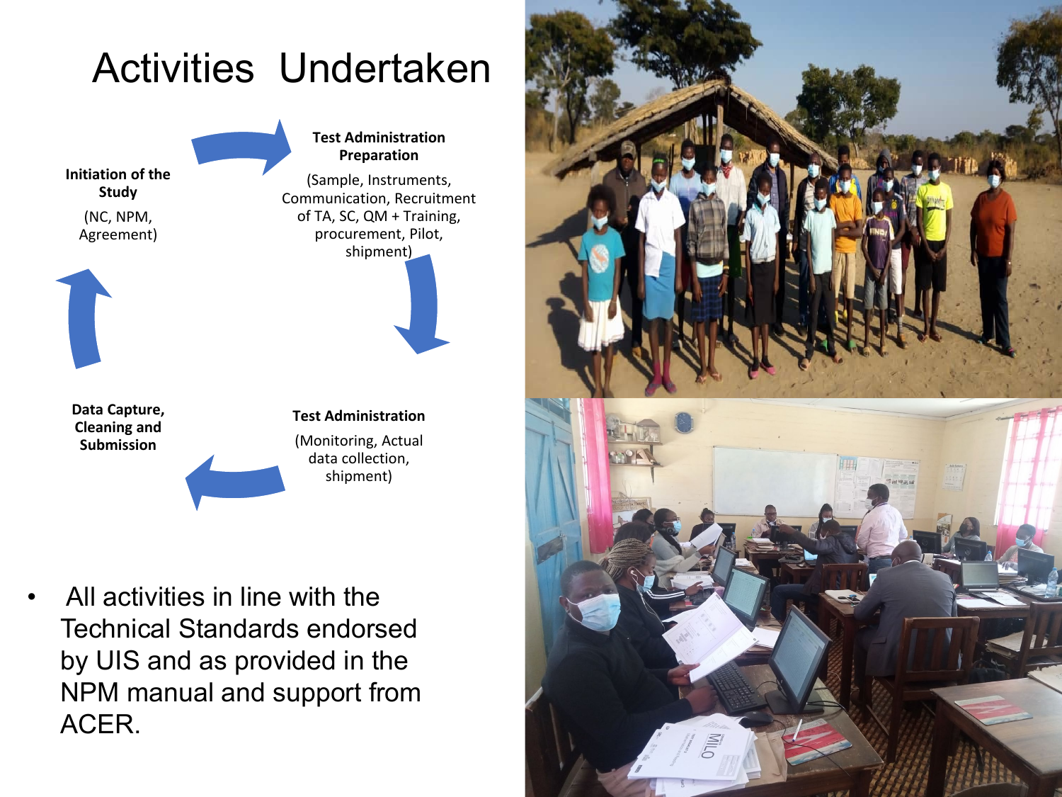# Activities Undertaken

**Initiation of the Study**

(NC, NPM, Agreement)

**Test Administration Preparation**

(Sample, Instruments, Communication, Recruitment of TA, SC, QM + Training, procurement, Pilot, shipment)

**Test Administration**

(Monitoring, Actual data collection, shipment)

**Data Capture, Cleaning and Submission**

- All activities in line with the Technical Standards endorsed by UIS and as provided in the NPM manual and support from ACER.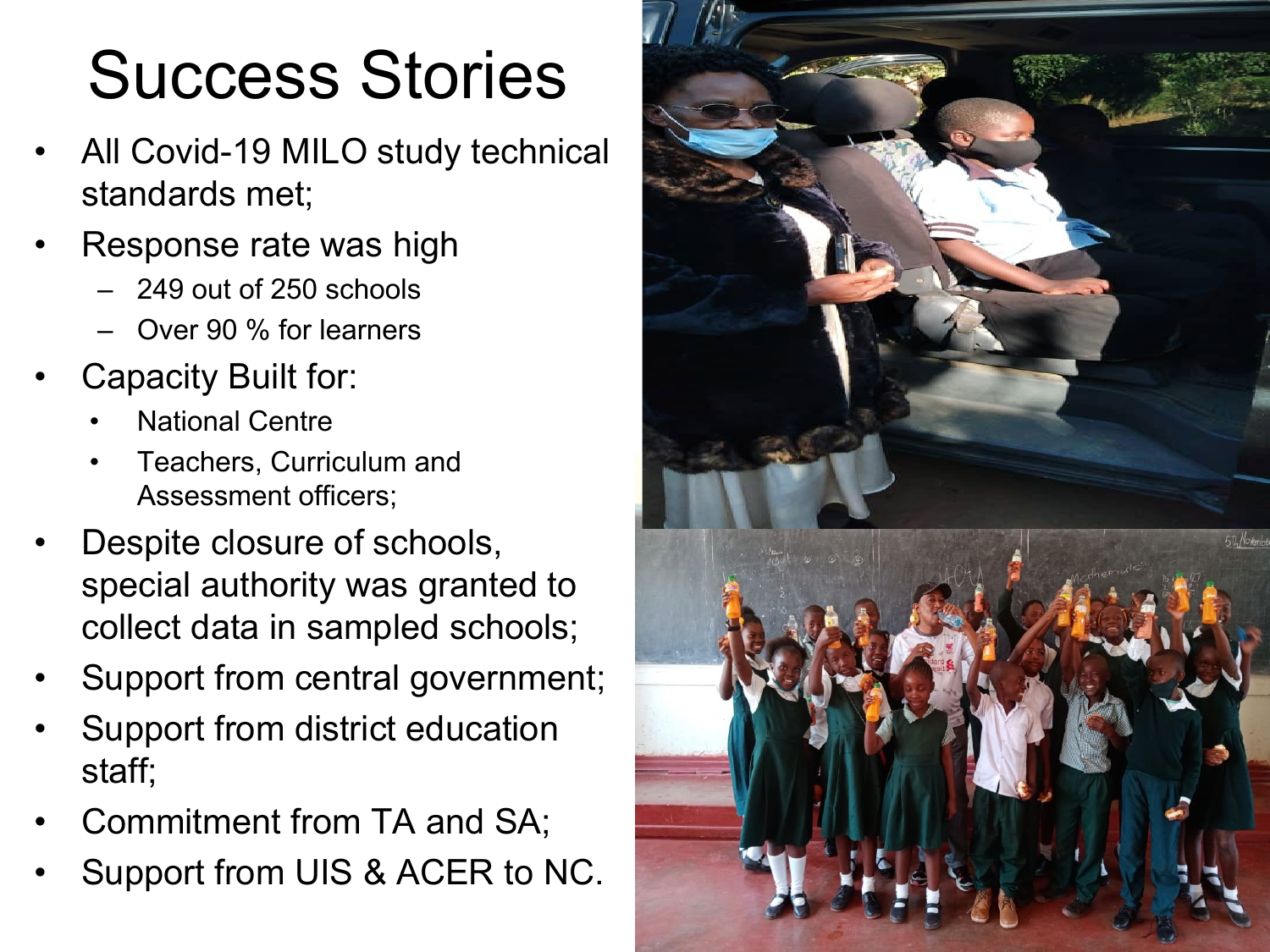# Success Stories

- All Covid-19 MILO study technical standards met;
- Response rate was high
  - 249 out of 250 schools
  - Over 90 % for learners
- Capacity Built for:
  - National Centre
  - Teachers, Curriculum and Assessment officers;
- Despite closure of schools, special authority was granted to collect data in sampled schools;
- Support from central government;
- Support from district education staff;
- Commitment from TA and SA;
- Support from UIS & ACER to NC.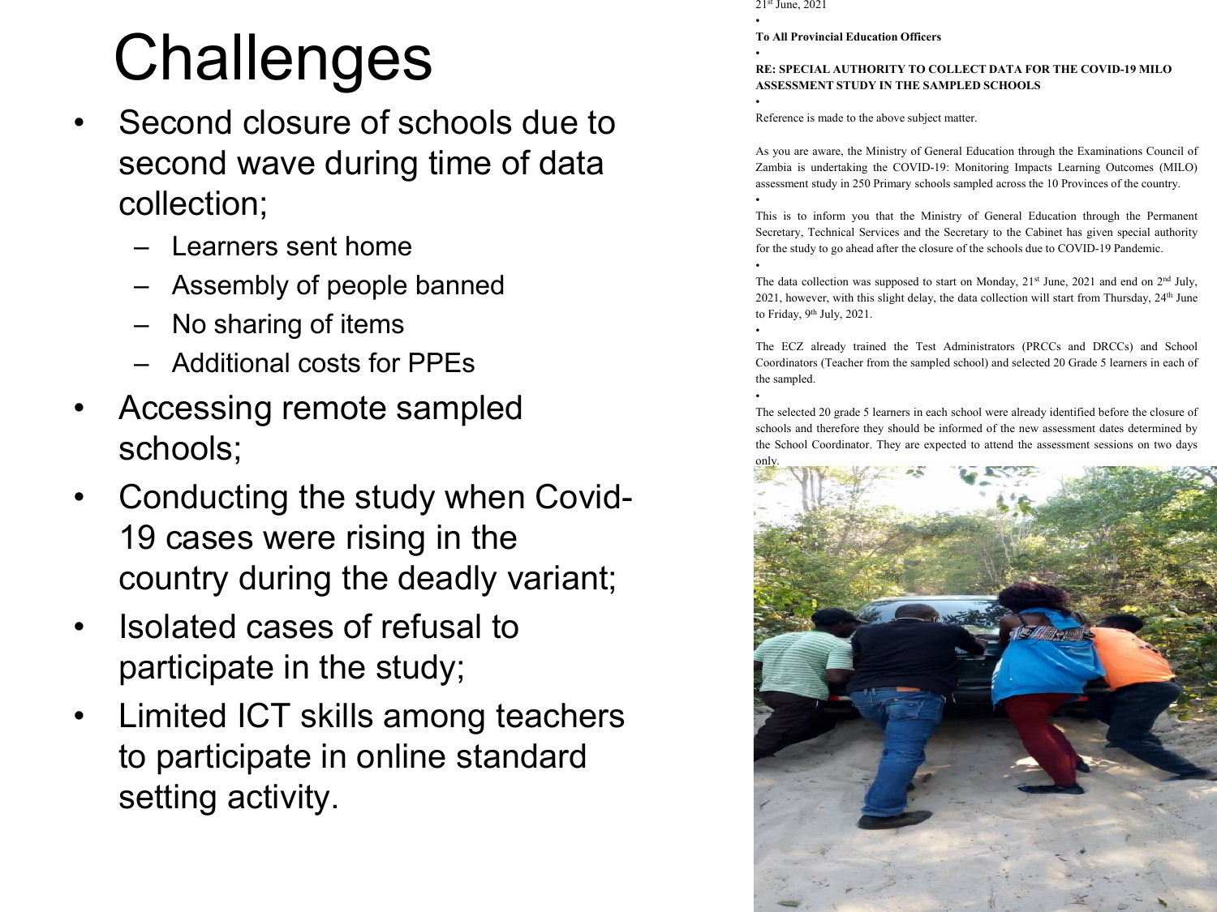# Challenges

- Second closure of schools due to second wave during time of data collection;
  - Learners sent home
  - Assembly of people banned
  - No sharing of items
  - Additional costs for PPEs
- Accessing remote sampled schools;
- Conducting the study when Covid-19 cases were rising in the country during the deadly variant;
- Isolated cases of refusal to participate in the study;
- Limited ICT skills among teachers to participate in online standard setting activity.

21st June, 2021

**To All Provincial Education Officers**

**RE: SPECIAL AUTHORITY TO COLLECT DATA FOR THE COVID-19 MILO ASSESSMENT STUDY IN THE SAMPLED SCHOOLS**

Reference is made to the above subject matter.

As you are aware, the Ministry of General Education through the Examinations Council of Zambia is undertaking the COVID-19: Monitoring Impacts Learning Outcomes (MILO) assessment study in 250 Primary schools sampled across the 10 Provinces of the country.

This is to inform you that the Ministry of General Education through the Permanent Secretary, Technical Services and the Secretary to the Cabinet has given special authority for the study to go ahead after the closure of the schools due to COVID-19 Pandemic.

The data collection was supposed to start on Monday, 21st June, 2021 and end on 2nd July, 2021, however, with this slight delay, the data collection will start from Thursday, 24th June to Friday, 9th July, 2021.

The ECZ already trained the Test Administrators (PRCCs and DRCCs) and School Coordinators (Teacher from the sampled school) and selected 20 Grade 5 learners in each of the sampled.

The selected 20 grade 5 learners in each school were already identified before the closure of schools and therefore they should be informed of the new assessment dates determined by the School Coordinator. They are expected to attend the assessment sessions on two days only.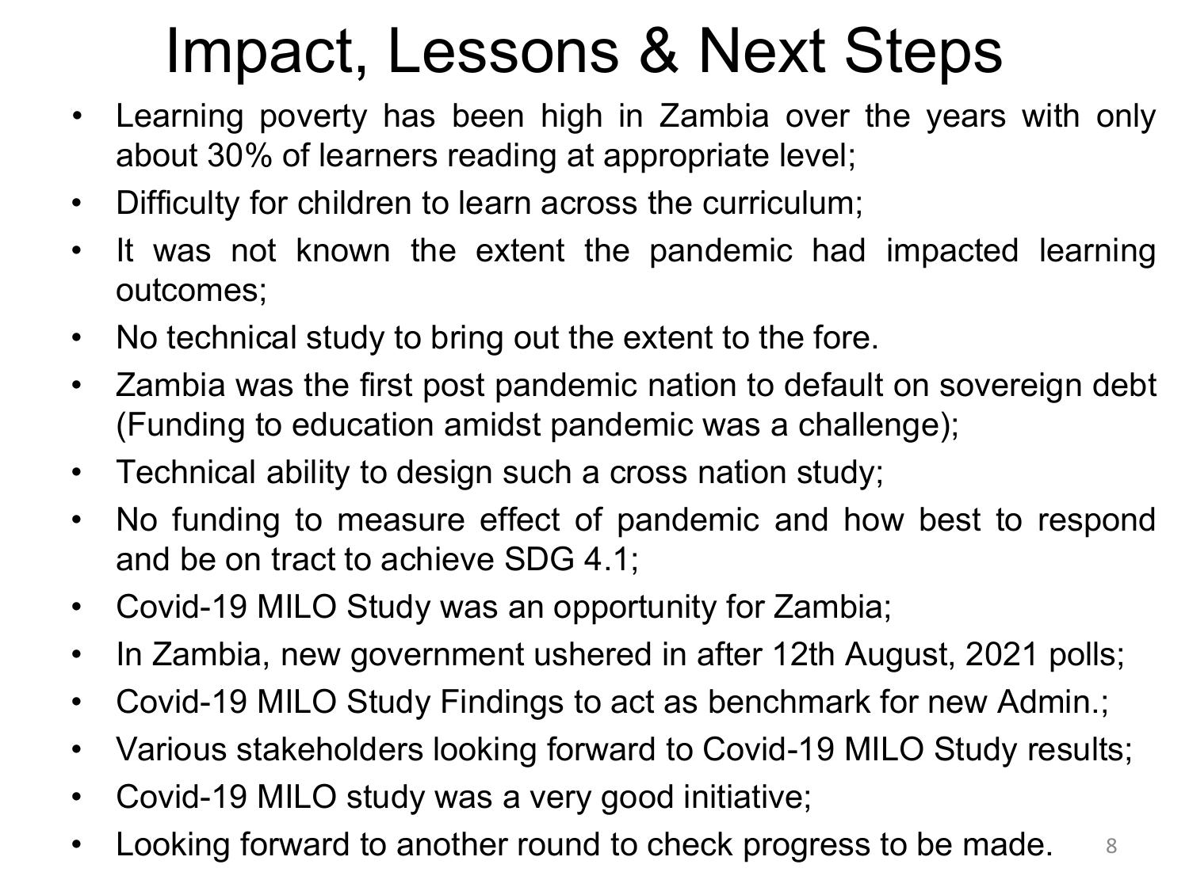# Impact, Lessons & Next Steps

- Learning poverty has been high in Zambia over the years with only about 30% of learners reading at appropriate level;
- Difficulty for children to learn across the curriculum;
- It was not known the extent the pandemic had impacted learning outcomes;
- No technical study to bring out the extent to the fore.
- Zambia was the first post pandemic nation to default on sovereign debt (Funding to education amidst pandemic was a challenge);
- Technical ability to design such a cross nation study;
- No funding to measure effect of pandemic and how best to respond and be on tract to achieve SDG 4.1;
- Covid-19 MILO Study was an opportunity for Zambia;
- In Zambia, new government ushered in after 12th August, 2021 polls;
- Covid-19 MILO Study Findings to act as benchmark for new Admin.;
- Various stakeholders looking forward to Covid-19 MILO Study results;
- Covid-19 MILO study was a very good initiative;
- Looking forward to another round to check progress to be made.